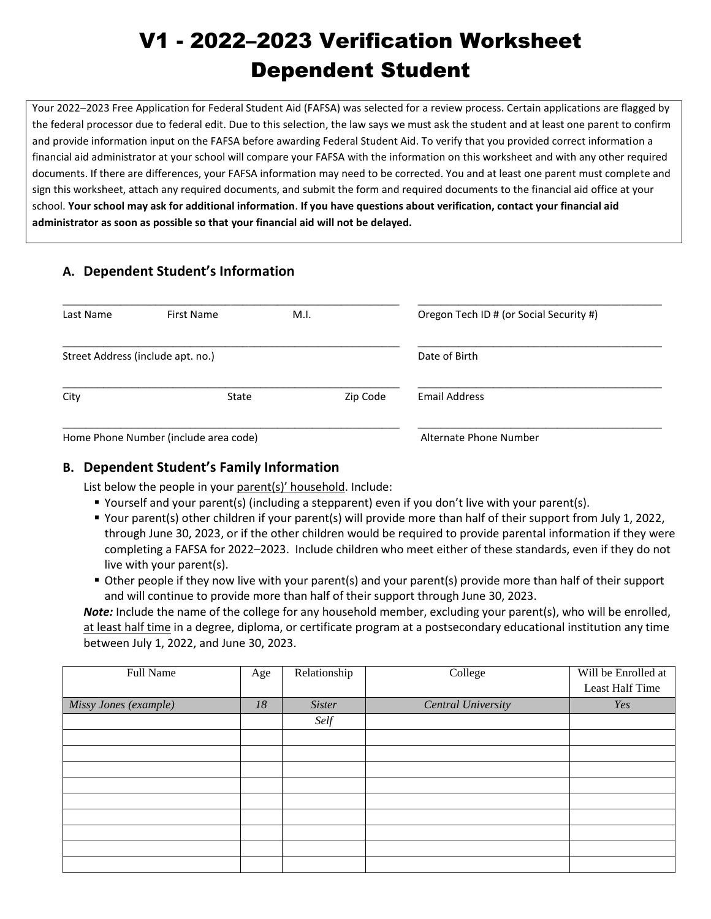# V1 - 2022–2023 Verification Worksheet
# Dependent Student

Your 2022–2023 Free Application for Federal Student Aid (FAFSA) was selected for a review process. Certain applications are flagged by the federal processor due to federal edit. Due to this selection, the law says we must ask the student and at least one parent to confirm and provide information input on the FAFSA before awarding Federal Student Aid. To verify that you provided correct information a financial aid administrator at your school will compare your FAFSA with the information on this worksheet and with any other required documents. If there are differences, your FAFSA information may need to be corrected. You and at least one parent must complete and sign this worksheet, attach any required documents, and submit the form and required documents to the financial aid office at your school. **Your school may ask for additional information**. **If you have questions about verification, contact your financial aid administrator as soon as possible so that your financial aid will not be delayed.**

## A. Dependent Student's Information

\_\_\_\_\_\_\_\_\_\_\_\_\_\_\_\_\_\_\_\_\_\_\_\_\_\_\_\_\_\_\_\_\_\_\_\_\_\_\_\_\_\_\_\_\_\_\_\_\_\_\_\_\_\_\_\_\_\_ \_\_\_\_\_\_\_\_\_\_\_\_\_\_\_\_\_\_\_\_\_\_\_\_\_\_\_\_\_\_\_\_\_\_\_\_\_\_\_\_\_\_
Last Name First Name M.I. Oregon Tech ID # (or Social Security #)

\_\_\_\_\_\_\_\_\_\_\_\_\_\_\_\_\_\_\_\_\_\_\_\_\_\_\_\_\_\_\_\_\_\_\_\_\_\_\_\_\_\_\_\_\_\_\_\_\_\_\_\_\_\_\_\_\_\_ \_\_\_\_\_\_\_\_\_\_\_\_\_\_\_\_\_\_\_\_\_\_\_\_\_\_\_\_\_\_\_\_\_\_\_\_\_\_\_\_\_\_
Street Address (include apt. no.) Date of Birth

\_\_\_\_\_\_\_\_\_\_\_\_\_\_\_\_\_\_\_\_\_\_\_\_\_\_\_\_\_\_\_\_\_\_\_\_\_\_\_\_\_\_\_\_\_\_\_\_\_\_\_\_\_\_\_\_\_\_ \_\_\_\_\_\_\_\_\_\_\_\_\_\_\_\_\_\_\_\_\_\_\_\_\_\_\_\_\_\_\_\_\_\_\_\_\_\_\_\_\_\_
City State Zip Code Email Address

\_\_\_\_\_\_\_\_\_\_\_\_\_\_\_\_\_\_\_\_\_\_\_\_\_\_\_\_\_\_\_\_\_\_\_\_\_\_\_\_\_\_\_\_\_\_\_\_\_\_\_\_\_\_\_\_\_\_ \_\_\_\_\_\_\_\_\_\_\_\_\_\_\_\_\_\_\_\_\_\_\_\_\_\_\_\_\_\_\_\_\_\_\_\_\_\_\_\_\_\_
Home Phone Number (include area code) Alternate Phone Number

## B. Dependent Student's Family Information

List below the people in your parent(s)' household. Include:

- Yourself and your parent(s) (including a stepparent) even if you don't live with your parent(s).
- Your parent(s) other children if your parent(s) will provide more than half of their support from July 1, 2022, through June 30, 2023, or if the other children would be required to provide parental information if they were completing a FAFSA for 2022–2023. Include children who meet either of these standards, even if they do not live with your parent(s).
- Other people if they now live with your parent(s) and your parent(s) provide more than half of their support and will continue to provide more than half of their support through June 30, 2023.

***Note:*** Include the name of the college for any household member, excluding your parent(s), who will be enrolled, at least half time in a degree, diploma, or certificate program at a postsecondary educational institution any time between July 1, 2022, and June 30, 2023.

| Full Name | Age | Relationship | College | Will be Enrolled at Least Half Time |
|---|---|---|---|---|
| *Missy Jones (example)* | *18* | *Sister* | *Central University* | *Yes* |
| | | *Self* | | |
| | | | | |
| | | | | |
| | | | | |
| | | | | |
| | | | | |
| | | | | |
| | | | | |
| | | | | |
| | | | | |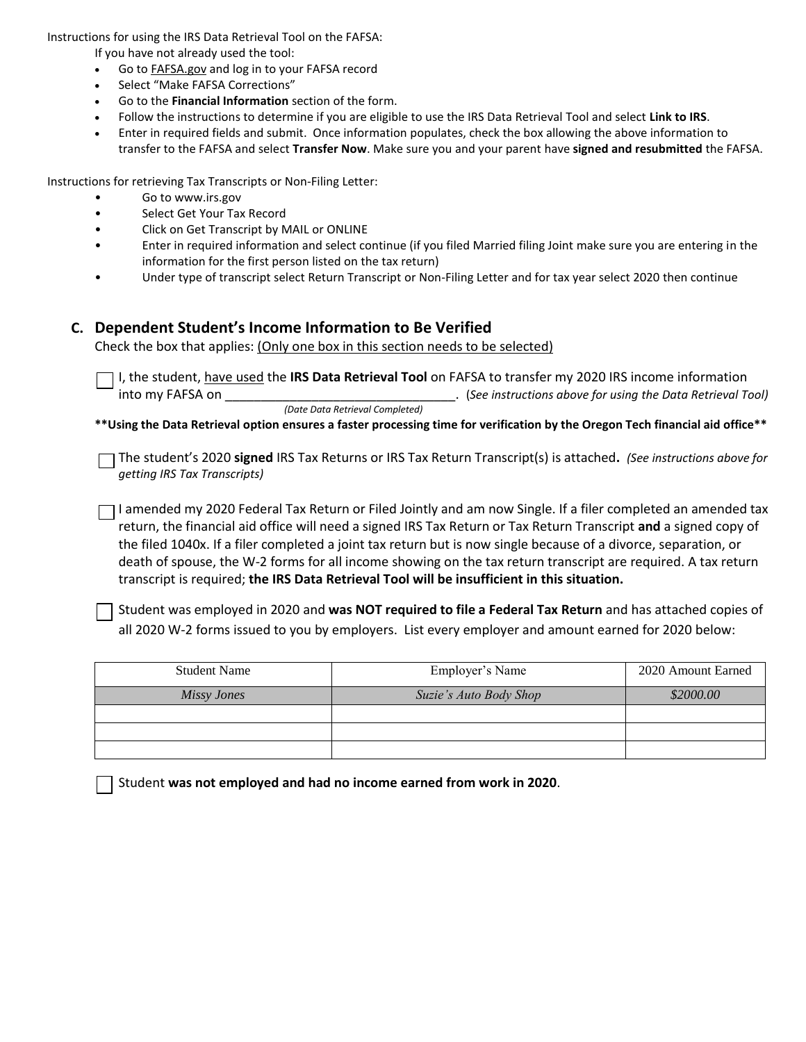Instructions for using the IRS Data Retrieval Tool on the FAFSA:

If you have not already used the tool:

- Go to FAFSA.gov and log in to your FAFSA record
- Select "Make FAFSA Corrections"
- Go to the **Financial Information** section of the form.
- Follow the instructions to determine if you are eligible to use the IRS Data Retrieval Tool and select **Link to IRS**.
- Enter in required fields and submit. Once information populates, check the box allowing the above information to transfer to the FAFSA and select **Transfer Now**. Make sure you and your parent have **signed and resubmitted** the FAFSA.

Instructions for retrieving Tax Transcripts or Non-Filing Letter:

- Go to www.irs.gov
- Select Get Your Tax Record
- Click on Get Transcript by MAIL or ONLINE
- Enter in required information and select continue (if you filed Married filing Joint make sure you are entering in the information for the first person listed on the tax return)
- Under type of transcript select Return Transcript or Non-Filing Letter and for tax year select 2020 then continue

## C. Dependent Student's Income Information to Be Verified

Check the box that applies: (Only one box in this section needs to be selected)

☐ I, the student, have used the **IRS Data Retrieval Tool** on FAFSA to transfer my 2020 IRS income information into my FAFSA on ________________________________. (*See instructions above for using the Data Retrieval Tool)*
*(Date Data Retrieval Completed)*

**\*\*Using the Data Retrieval option ensures a faster processing time for verification by the Oregon Tech financial aid office\*\***

☐ The student's 2020 **signed** IRS Tax Returns or IRS Tax Return Transcript(s) is attached**.** *(See instructions above for getting IRS Tax Transcripts)*

☐ I amended my 2020 Federal Tax Return or Filed Jointly and am now Single. If a filer completed an amended tax return, the financial aid office will need a signed IRS Tax Return or Tax Return Transcript **and** a signed copy of the filed 1040x. If a filer completed a joint tax return but is now single because of a divorce, separation, or death of spouse, the W-2 forms for all income showing on the tax return transcript are required. A tax return transcript is required; **the IRS Data Retrieval Tool will be insufficient in this situation.**

☐ Student was employed in 2020 and **was NOT required to file a Federal Tax Return** and has attached copies of all 2020 W-2 forms issued to you by employers. List every employer and amount earned for 2020 below:

| Student Name | Employer's Name | 2020 Amount Earned |
|---|---|---|
| *Missy Jones* | *Suzie's Auto Body Shop* | *$2000.00* |
| | | |
| | | |
| | | |

☐ Student **was not employed and had no income earned from work in 2020**.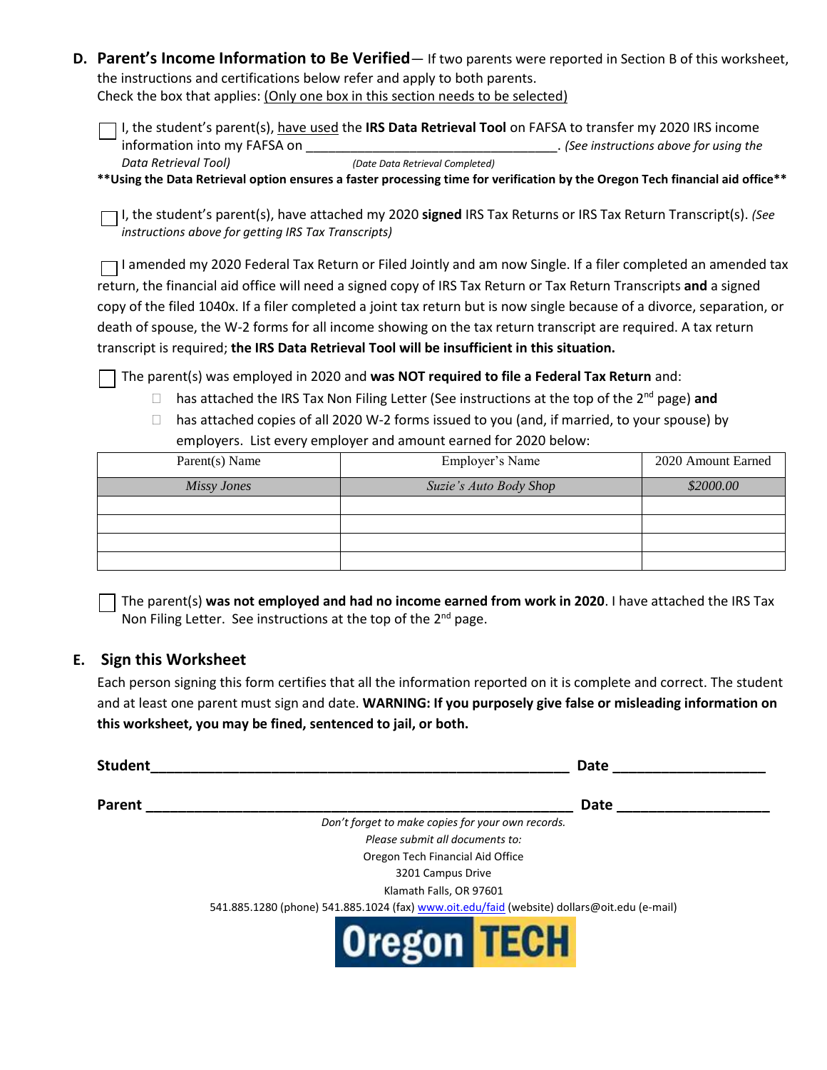## D. Parent's Income Information to Be Verified

— If two parents were reported in Section B of this worksheet, the instructions and certifications below refer and apply to both parents.

Check the box that applies: (Only one box in this section needs to be selected)

☐ I, the student's parent(s), have used the **IRS Data Retrieval Tool** on FAFSA to transfer my 2020 IRS income information into my FAFSA on ___________________________________. *(See instructions above for using the Data Retrieval Tool)* *(Date Data Retrieval Completed)*

****Using the Data Retrieval option ensures a faster processing time for verification by the Oregon Tech financial aid office****

☐ I, the student's parent(s), have attached my 2020 **signed** IRS Tax Returns or IRS Tax Return Transcript(s). *(See instructions above for getting IRS Tax Transcripts)*

☐ I amended my 2020 Federal Tax Return or Filed Jointly and am now Single. If a filer completed an amended tax return, the financial aid office will need a signed copy of IRS Tax Return or Tax Return Transcripts **and** a signed copy of the filed 1040x. If a filer completed a joint tax return but is now single because of a divorce, separation, or death of spouse, the W-2 forms for all income showing on the tax return transcript are required. A tax return transcript is required; **the IRS Data Retrieval Tool will be insufficient in this situation.**

☐ The parent(s) was employed in 2020 and **was NOT required to file a Federal Tax Return** and:

- ☐ has attached the IRS Tax Non Filing Letter (See instructions at the top of the 2nd page) **and**
- ☐ has attached copies of all 2020 W-2 forms issued to you (and, if married, to your spouse) by employers. List every employer and amount earned for 2020 below:

| Parent(s) Name | Employer's Name | 2020 Amount Earned |
|---|---|---|
| *Missy Jones* | *Suzie's Auto Body Shop* | *$2000.00* |
| | | |
| | | |
| | | |
| | | |

☐ The parent(s) **was not employed and had no income earned from work in 2020**. I have attached the IRS Tax Non Filing Letter. See instructions at the top of the 2nd page.

## E. Sign this Worksheet

Each person signing this form certifies that all the information reported on it is complete and correct. The student and at least one parent must sign and date. **WARNING: If you purposely give false or misleading information on this worksheet, you may be fined, sentenced to jail, or both.**

**Student**________________________________________________________ **Date** ___________________

**Parent** ________________________________________________________ **Date** ___________________

*Don't forget to make copies for your own records.*

*Please submit all documents to:*

Oregon Tech Financial Aid Office

3201 Campus Drive

Klamath Falls, OR 97601

541.885.1280 (phone) 541.885.1024 (fax) www.oit.edu/faid (website) dollars@oit.edu (e-mail)

Oregon TECH